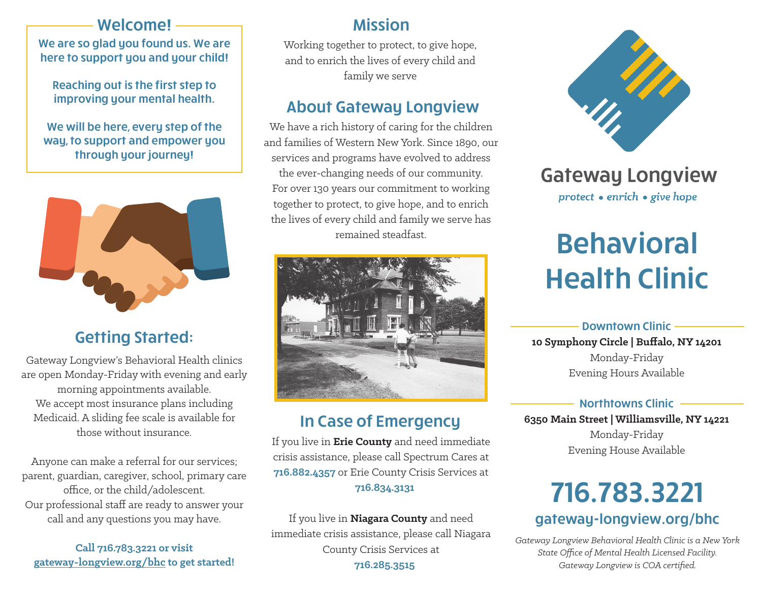## Welcome!

**We are so glad you found us. We are here to support you and your child!**

**Reaching out is the first step to improving your mental health.**

**We will be here, every step of the way, to support and empower you through your journey!**

## Getting Started:

Gateway Longview's Behavioral Health clinics are open Monday-Friday with evening and early morning appointments available. We accept most insurance plans including Medicaid. A sliding fee scale is available for those without insurance.

Anyone can make a referral for our services; parent, guardian, caregiver, school, primary care office, or the child/adolescent. Our professional staff are ready to answer your call and any questions you may have.

**Call 716.783.3221 or visit gateway-longview.org/bhc to get started!**

## Mission

Working together to protect, to give hope, and to enrich the lives of every child and family we serve

## About Gateway Longview

We have a rich history of caring for the children and families of Western New York. Since 1890, our services and programs have evolved to address the ever-changing needs of our community. For over 130 years our commitment to working together to protect, to give hope, and to enrich the lives of every child and family we serve has remained steadfast.

## In Case of Emergency

If you live in **Erie County** and need immediate crisis assistance, please call Spectrum Cares at **716.882.4357** or Erie County Crisis Services at **716.834.3131**

If you live in **Niagara County** and need immediate crisis assistance, please call Niagara County Crisis Services at **716.285.3515**

# Gateway Longview

*protect • enrich • give hope*

# Behavioral Health Clinic

### Downtown Clinic

**10 Symphony Circle | Buffalo, NY 14201**
Monday-Friday
Evening Hours Available

### Northtowns Clinic

**6350 Main Street | Williamsville, NY 14221**
Monday-Friday
Evening House Available

## 716.783.3221

### gateway-longview.org/bhc

*Gateway Longview Behavioral Health Clinic is a New York State Office of Mental Health Licensed Facility. Gateway Longview is COA certified.*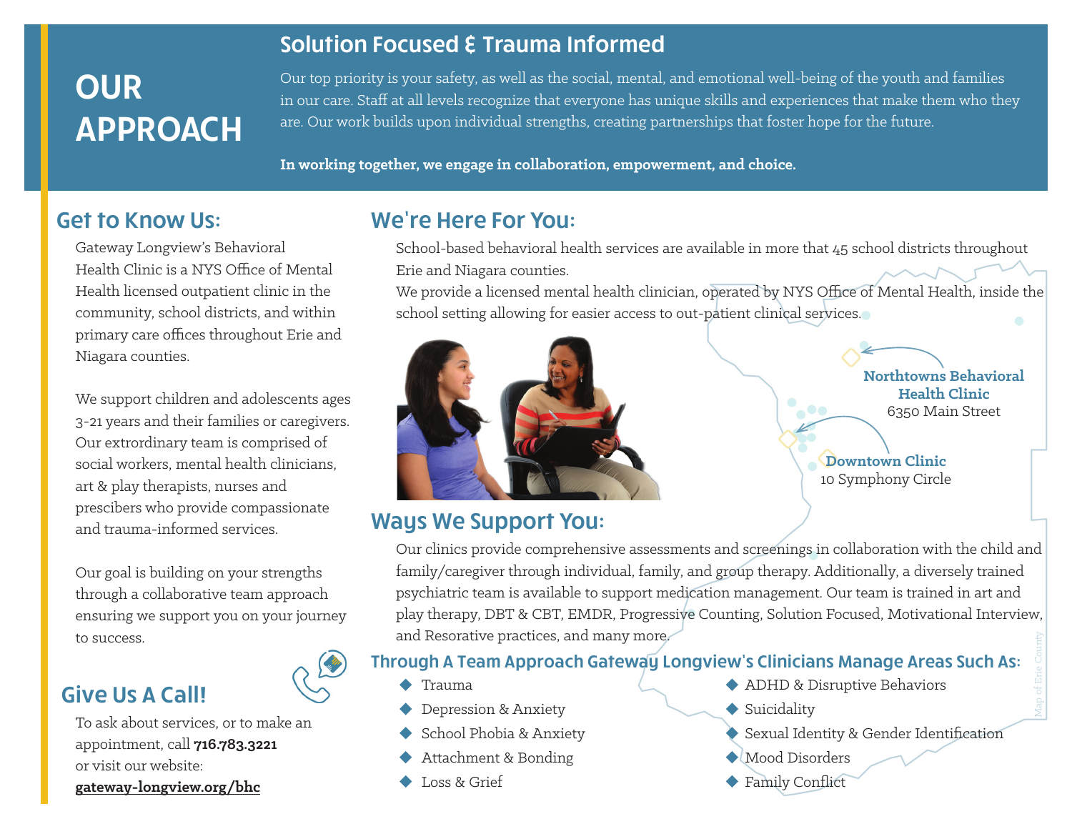# OUR APPROACH

## Solution Focused & Trauma Informed

Our top priority is your safety, as well as the social, mental, and emotional well-being of the youth and families in our care. Staff at all levels recognize that everyone has unique skills and experiences that make them who they are. Our work builds upon individual strengths, creating partnerships that foster hope for the future.

**In working together, we engage in collaboration, empowerment, and choice.**

## Get to Know Us:

Gateway Longview's Behavioral Health Clinic is a NYS Office of Mental Health licensed outpatient clinic in the community, school districts, and within primary care offices throughout Erie and Niagara counties.

We support children and adolescents ages 3-21 years and their families or caregivers. Our extrordinary team is comprised of social workers, mental health clinicians, art & play therapists, nurses and prescibers who provide compassionate and trauma-informed services.

Our goal is building on your strengths through a collaborative team approach ensuring we support you on your journey to success.

## Give Us A Call!

To ask about services, or to make an appointment, call **716.783.3221** or visit our website: **gateway-longview.org/bhc**

## We're Here For You:

School-based behavioral health services are available in more that 45 school districts throughout Erie and Niagara counties.

We provide a licensed mental health clinician, operated by NYS Office of Mental Health, inside the school setting allowing for easier access to out-patient clinical services.

**Northtowns Behavioral Health Clinic**
6350 Main Street

**Downtown Clinic**
10 Symphony Circle

Map of Erie County

## Ways We Support You:

Our clinics provide comprehensive assessments and screenings in collaboration with the child and family/caregiver through individual, family, and group therapy. Additionally, a diversely trained psychiatric team is available to support medication management. Our team is trained in art and play therapy, DBT & CBT, EMDR, Progressive Counting, Solution Focused, Motivational Interview, and Resorative practices, and many more.

## Through A Team Approach Gateway Longview's Clinicians Manage Areas Such As:

- Trauma
- Depression & Anxiety
- School Phobia & Anxiety
- Attachment & Bonding
- Loss & Grief
- ADHD & Disruptive Behaviors
- Suicidality
- Sexual Identity & Gender Identification
- Mood Disorders
- Family Conflict